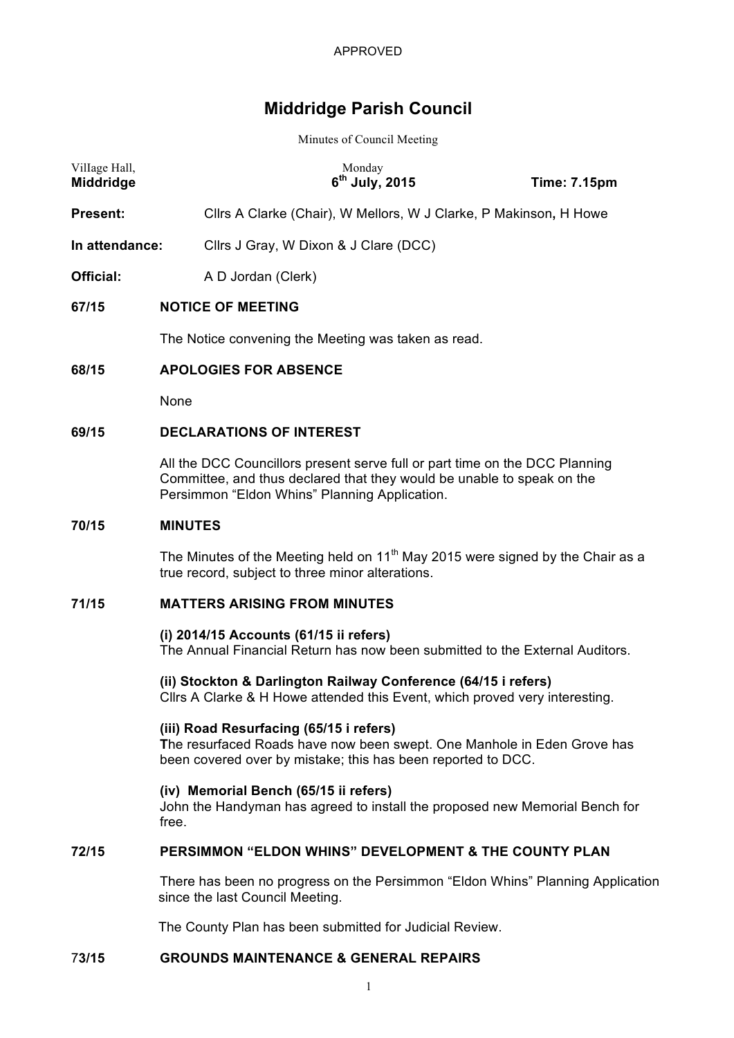APPROVED

# Middridge Parish Council

Minutes of Council Meeting

| Village Hall, **Middridge** | Monday **6th July, 2015** | **Time: 7.15pm** |
|---|---|---|

**Present:** Cllrs A Clarke (Chair), W Mellors, W J Clarke, P Makinson**,** H Howe

**In attendance:** Cllrs J Gray, W Dixon & J Clare (DCC)

**Official:** A D Jordan (Clerk)

## 67/15 NOTICE OF MEETING

The Notice convening the Meeting was taken as read.

## 68/15 APOLOGIES FOR ABSENCE

None

## 69/15 DECLARATIONS OF INTEREST

All the DCC Councillors present serve full or part time on the DCC Planning Committee, and thus declared that they would be unable to speak on the Persimmon "Eldon Whins" Planning Application.

## 70/15 MINUTES

The Minutes of the Meeting held on 11th May 2015 were signed by the Chair as a true record, subject to three minor alterations.

## 71/15 MATTERS ARISING FROM MINUTES

**(i) 2014/15 Accounts (61/15 ii refers)**
The Annual Financial Return has now been submitted to the External Auditors.

**(ii) Stockton & Darlington Railway Conference (64/15 i refers)**
Cllrs A Clarke & H Howe attended this Event, which proved very interesting.

**(iii) Road Resurfacing (65/15 i refers)**
**T**he resurfaced Roads have now been swept. One Manhole in Eden Grove has been covered over by mistake; this has been reported to DCC.

**(iv) Memorial Bench (65/15 ii refers)**
John the Handyman has agreed to install the proposed new Memorial Bench for free.

## 72/15 PERSIMMON "ELDON WHINS" DEVELOPMENT & THE COUNTY PLAN

There has been no progress on the Persimmon "Eldon Whins" Planning Application since the last Council Meeting.

The County Plan has been submitted for Judicial Review.

## 73/15 GROUNDS MAINTENANCE & GENERAL REPAIRS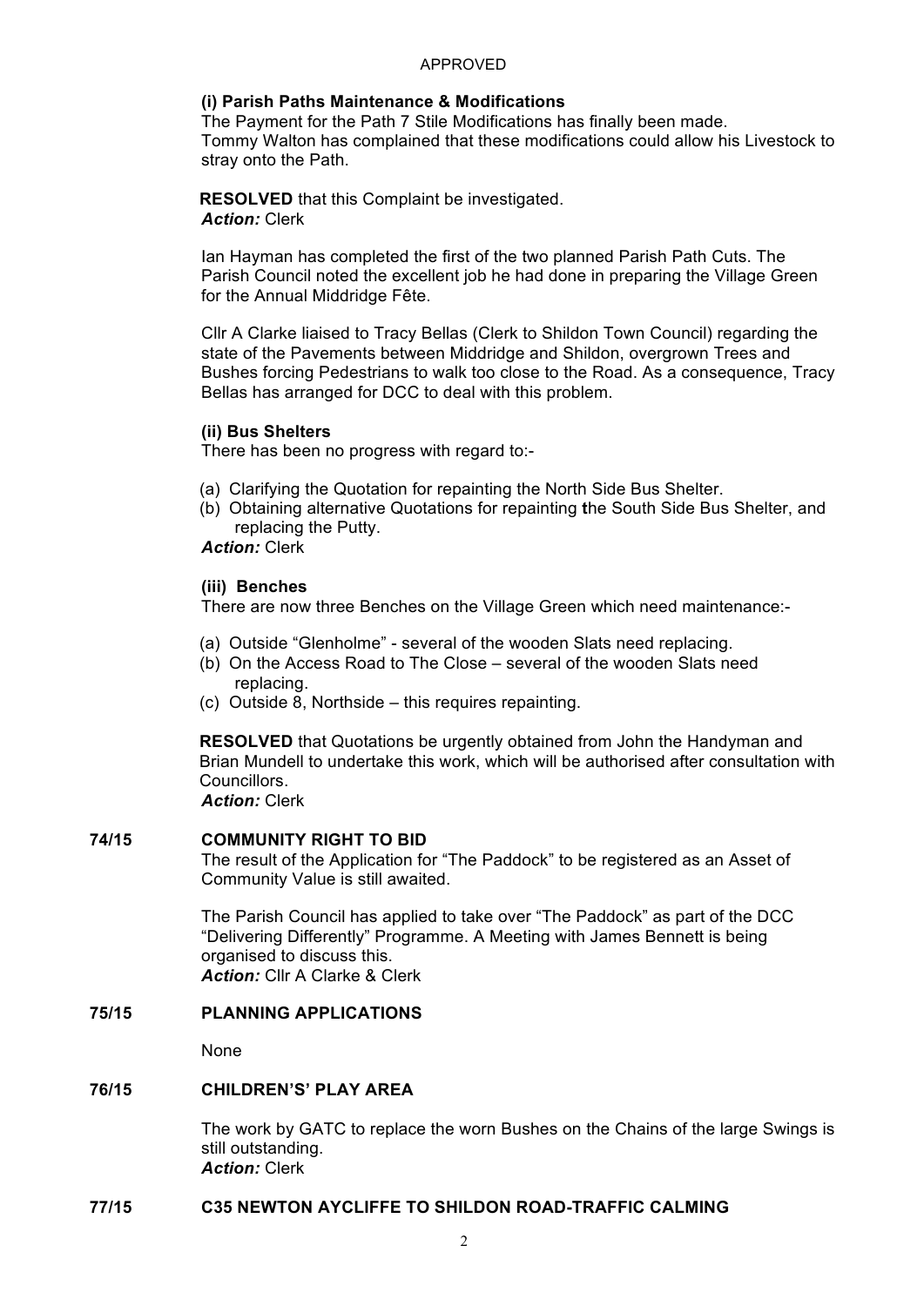APPROVED

**(i) Parish Paths Maintenance & Modifications**

The Payment for the Path 7 Stile Modifications has finally been made.
Tommy Walton has complained that these modifications could allow his Livestock to stray onto the Path.

**RESOLVED** that this Complaint be investigated.
***Action:*** Clerk

Ian Hayman has completed the first of the two planned Parish Path Cuts. The Parish Council noted the excellent job he had done in preparing the Village Green for the Annual Middridge Fête.

Cllr A Clarke liaised to Tracy Bellas (Clerk to Shildon Town Council) regarding the state of the Pavements between Middridge and Shildon, overgrown Trees and Bushes forcing Pedestrians to walk too close to the Road. As a consequence, Tracy Bellas has arranged for DCC to deal with this problem.

**(ii) Bus Shelters**

There has been no progress with regard to:-

(a) Clarifying the Quotation for repainting the North Side Bus Shelter.
(b) Obtaining alternative Quotations for repainting the South Side Bus Shelter, and replacing the Putty.

***Action:*** Clerk

**(iii) Benches**

There are now three Benches on the Village Green which need maintenance:-

(a) Outside "Glenholme" - several of the wooden Slats need replacing.
(b) On the Access Road to The Close – several of the wooden Slats need replacing.
(c) Outside 8, Northside – this requires repainting.

**RESOLVED** that Quotations be urgently obtained from John the Handyman and Brian Mundell to undertake this work, which will be authorised after consultation with Councillors.
***Action:*** Clerk

## 74/15 COMMUNITY RIGHT TO BID

The result of the Application for "The Paddock" to be registered as an Asset of Community Value is still awaited.

The Parish Council has applied to take over "The Paddock" as part of the DCC "Delivering Differently" Programme. A Meeting with James Bennett is being organised to discuss this.
***Action:*** Cllr A Clarke & Clerk

## 75/15 PLANNING APPLICATIONS

None

## 76/15 CHILDREN'S' PLAY AREA

The work by GATC to replace the worn Bushes on the Chains of the large Swings is still outstanding.
***Action:*** Clerk

## 77/15 C35 NEWTON AYCLIFFE TO SHILDON ROAD-TRAFFIC CALMING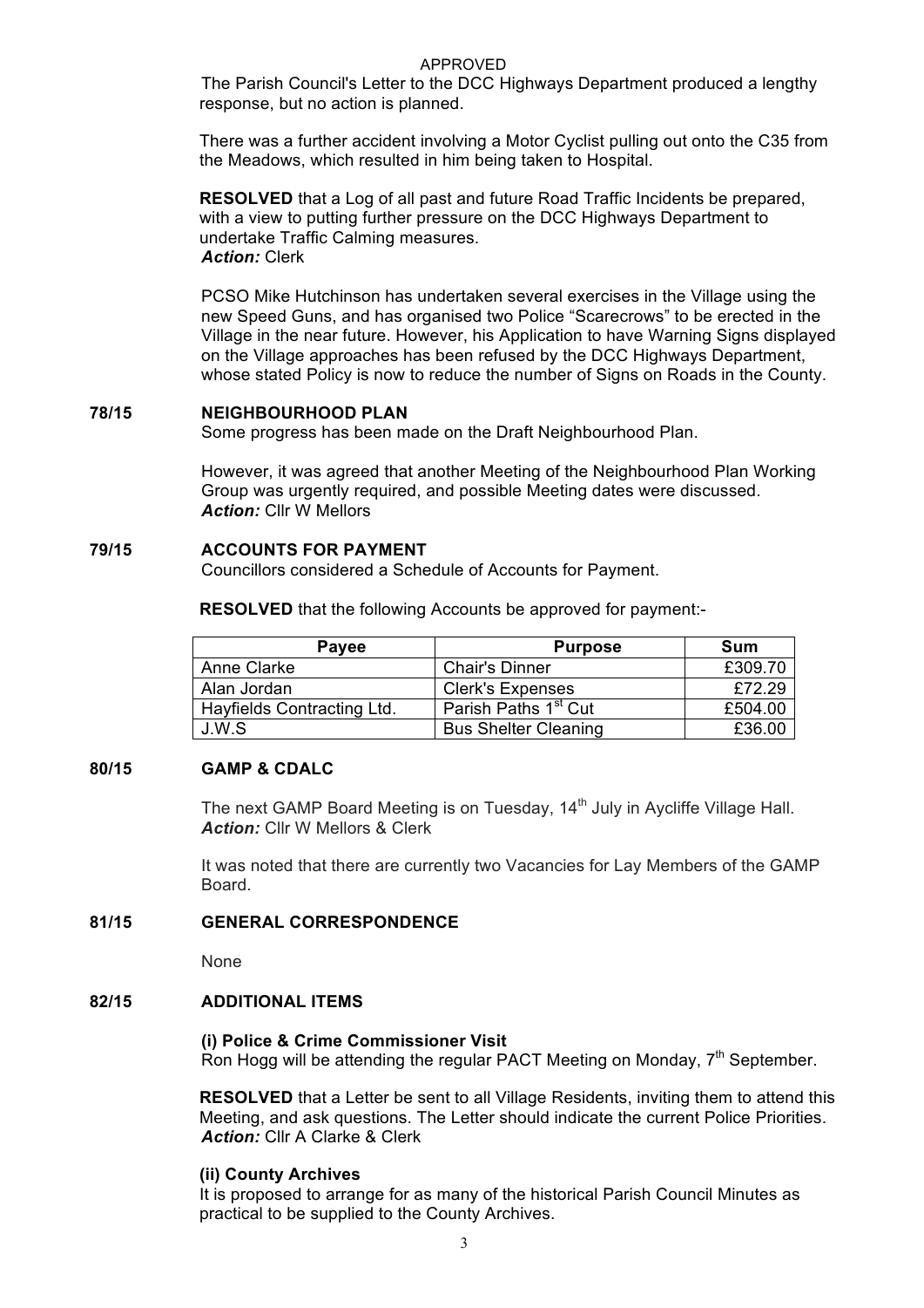APPROVED

The Parish Council's Letter to the DCC Highways Department produced a lengthy response, but no action is planned.

There was a further accident involving a Motor Cyclist pulling out onto the C35 from the Meadows, which resulted in him being taken to Hospital.

**RESOLVED** that a Log of all past and future Road Traffic Incidents be prepared, with a view to putting further pressure on the DCC Highways Department to undertake Traffic Calming measures.
***Action:*** Clerk

PCSO Mike Hutchinson has undertaken several exercises in the Village using the new Speed Guns, and has organised two Police "Scarecrows" to be erected in the Village in the near future. However, his Application to have Warning Signs displayed on the Village approaches has been refused by the DCC Highways Department, whose stated Policy is now to reduce the number of Signs on Roads in the County.

**78/15 NEIGHBOURHOOD PLAN**

Some progress has been made on the Draft Neighbourhood Plan.

However, it was agreed that another Meeting of the Neighbourhood Plan Working Group was urgently required, and possible Meeting dates were discussed.
***Action:*** Cllr W Mellors

**79/15 ACCOUNTS FOR PAYMENT**

Councillors considered a Schedule of Accounts for Payment.

**RESOLVED** that the following Accounts be approved for payment:-

| Payee | Purpose | Sum |
|---|---|---|
| Anne Clarke | Chair's Dinner | £309.70 |
| Alan Jordan | Clerk's Expenses | £72.29 |
| Hayfields Contracting Ltd. | Parish Paths 1st Cut | £504.00 |
| J.W.S | Bus Shelter Cleaning | £36.00 |

**80/15 GAMP & CDALC**

The next GAMP Board Meeting is on Tuesday, 14th July in Aycliffe Village Hall.
***Action:*** Cllr W Mellors & Clerk

It was noted that there are currently two Vacancies for Lay Members of the GAMP Board.

**81/15 GENERAL CORRESPONDENCE**

None

**82/15 ADDITIONAL ITEMS**

**(i) Police & Crime Commissioner Visit**

Ron Hogg will be attending the regular PACT Meeting on Monday, 7th September.

**RESOLVED** that a Letter be sent to all Village Residents, inviting them to attend this Meeting, and ask questions. The Letter should indicate the current Police Priorities.
***Action:*** Cllr A Clarke & Clerk

**(ii) County Archives**

It is proposed to arrange for as many of the historical Parish Council Minutes as practical to be supplied to the County Archives.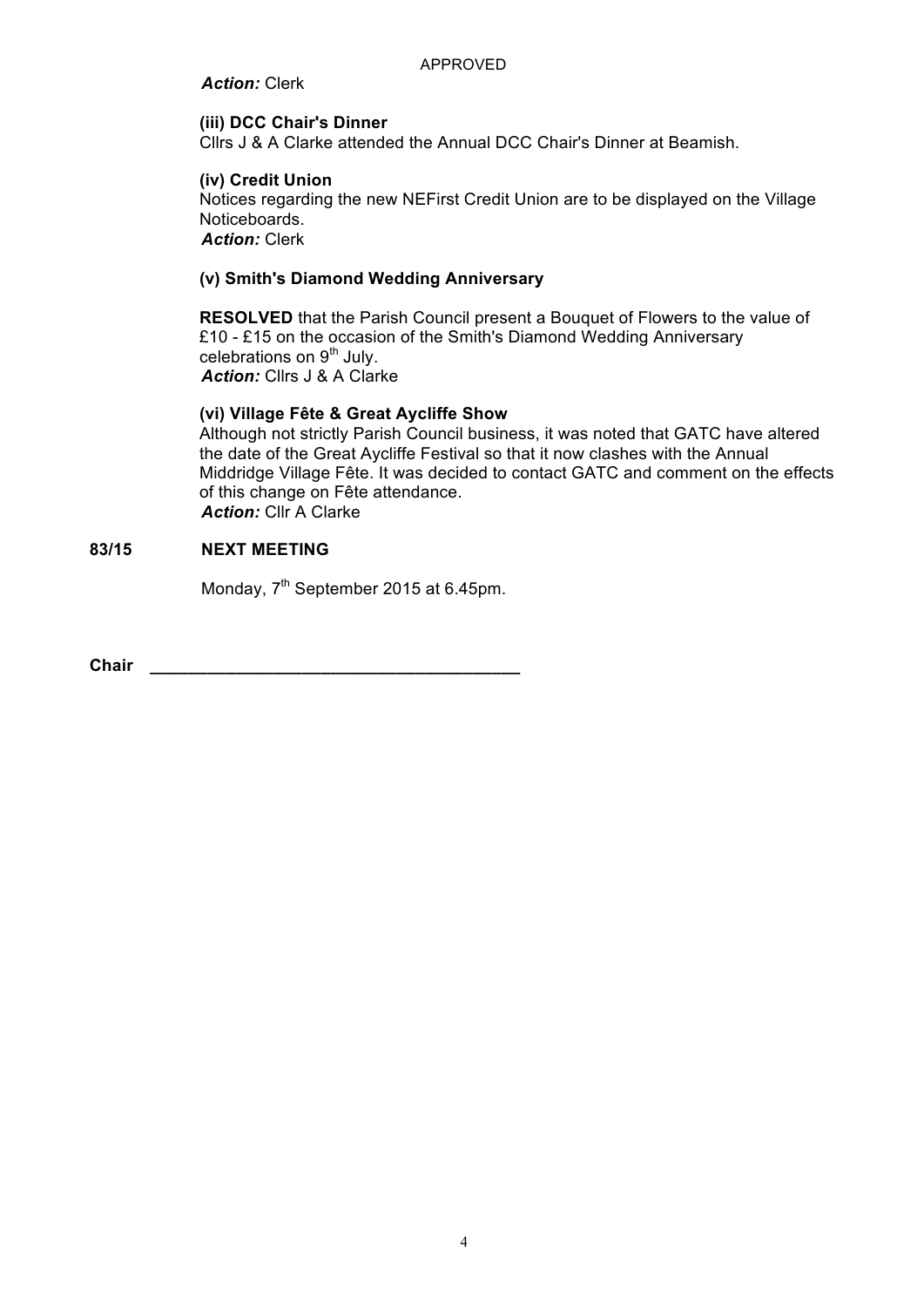APPROVED

***Action:*** Clerk

**(iii) DCC Chair's Dinner**

Cllrs J & A Clarke attended the Annual DCC Chair's Dinner at Beamish.

**(iv) Credit Union**

Notices regarding the new NEFirst Credit Union are to be displayed on the Village Noticeboards.

***Action:*** Clerk

**(v) Smith's Diamond Wedding Anniversary**

**RESOLVED** that the Parish Council present a Bouquet of Flowers to the value of £10 - £15 on the occasion of the Smith's Diamond Wedding Anniversary celebrations on 9th July.

***Action:*** Cllrs J & A Clarke

**(vi) Village Fête & Great Aycliffe Show**

Although not strictly Parish Council business, it was noted that GATC have altered the date of the Great Aycliffe Festival so that it now clashes with the Annual Middridge Village Fête. It was decided to contact GATC and comment on the effects of this change on Fête attendance.

***Action:*** Cllr A Clarke

**83/15 NEXT MEETING**

Monday, 7th September 2015 at 6.45pm.

**Chair** \_\_\_\_\_\_\_\_\_\_\_\_\_\_\_\_\_\_\_\_\_\_\_\_\_\_\_\_\_\_\_\_\_\_\_\_\_\_\_\_